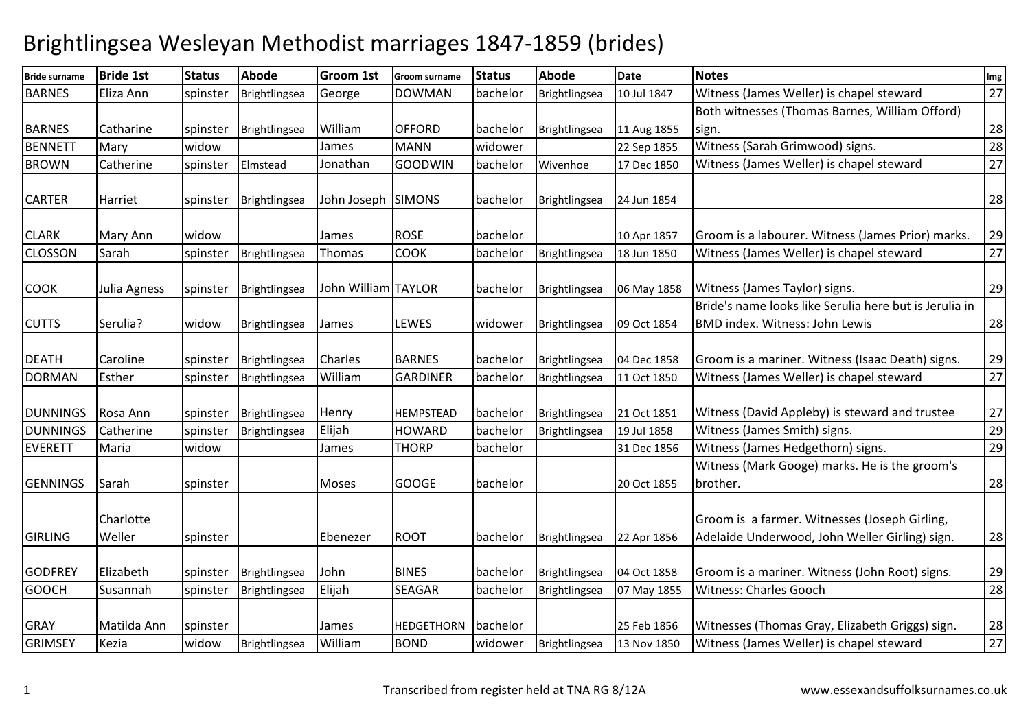# Brightlingsea Wesleyan Methodist marriages 1847-1859 (brides)

| Bride surname | Bride 1st | Status | Abode | Groom 1st | Groom surname | Status | Abode | Date | Notes | Img |
|---|---|---|---|---|---|---|---|---|---|---|
| BARNES | Eliza Ann | spinster | Brightlingsea | George | DOWMAN | bachelor | Brightlingsea | 10 Jul 1847 | Witness (James Weller) is chapel steward | 27 |
| BARNES | Catharine | spinster | Brightlingsea | William | OFFORD | bachelor | Brightlingsea | 11 Aug 1855 | Both witnesses (Thomas Barnes, William Offord) sign. | 28 |
| BENNETT | Mary | widow | | James | MANN | widower | | 22 Sep 1855 | Witness (Sarah Grimwood) signs. | 28 |
| BROWN | Catherine | spinster | Elmstead | Jonathan | GOODWIN | bachelor | Wivenhoe | 17 Dec 1850 | Witness (James Weller) is chapel steward | 27 |
| CARTER | Harriet | spinster | Brightlingsea | John Joseph | SIMONS | bachelor | Brightlingsea | 24 Jun 1854 | | 28 |
| CLARK | Mary Ann | widow | | James | ROSE | bachelor | | 10 Apr 1857 | Groom is a labourer. Witness (James Prior) marks. | 29 |
| CLOSSON | Sarah | spinster | Brightlingsea | Thomas | COOK | bachelor | Brightlingsea | 18 Jun 1850 | Witness (James Weller) is chapel steward | 27 |
| COOK | Julia Agness | spinster | Brightlingsea | John William | TAYLOR | bachelor | Brightlingsea | 06 May 1858 | Witness (James Taylor) signs. | 29 |
| CUTTS | Serulia? | widow | Brightlingsea | James | LEWES | widower | Brightlingsea | 09 Oct 1854 | Bride's name looks like Serulia here but is Jerulia in BMD index. Witness: John Lewis | 28 |
| DEATH | Caroline | spinster | Brightlingsea | Charles | BARNES | bachelor | Brightlingsea | 04 Dec 1858 | Groom is a mariner. Witness (Isaac Death) signs. | 29 |
| DORMAN | Esther | spinster | Brightlingsea | William | GARDINER | bachelor | Brightlingsea | 11 Oct 1850 | Witness (James Weller) is chapel steward | 27 |
| DUNNINGS | Rosa Ann | spinster | Brightlingsea | Henry | HEMPSTEAD | bachelor | Brightlingsea | 21 Oct 1851 | Witness (David Appleby) is steward and trustee | 27 |
| DUNNINGS | Catherine | spinster | Brightlingsea | Elijah | HOWARD | bachelor | Brightlingsea | 19 Jul 1858 | Witness (James Smith) signs. | 29 |
| EVERETT | Maria | widow | | James | THORP | bachelor | | 31 Dec 1856 | Witness (James Hedgethorn) signs. | 29 |
| GENNINGS | Sarah | spinster | | Moses | GOOGE | bachelor | | 20 Oct 1855 | Witness (Mark Googe) marks. He is the groom's brother. | 28 |
| GIRLING | Charlotte Weller | spinster | | Ebenezer | ROOT | bachelor | Brightlingsea | 22 Apr 1856 | Groom is a farmer. Witnesses (Joseph Girling, Adelaide Underwood, John Weller Girling) sign. | 28 |
| GODFREY | Elizabeth | spinster | Brightlingsea | John | BINES | bachelor | Brightlingsea | 04 Oct 1858 | Groom is a mariner. Witness (John Root) signs. | 29 |
| GOOCH | Susannah | spinster | Brightlingsea | Elijah | SEAGAR | bachelor | Brightlingsea | 07 May 1855 | Witness: Charles Gooch | 28 |
| GRAY | Matilda Ann | spinster | | James | HEDGETHORN | bachelor | | 25 Feb 1856 | Witnesses (Thomas Gray, Elizabeth Griggs) sign. | 28 |
| GRIMSEY | Kezia | widow | Brightlingsea | William | BOND | widower | Brightlingsea | 13 Nov 1850 | Witness (James Weller) is chapel steward | 27 |

Transcribed from register held at TNA RG 8/12A

www.essexandsuffolksurnames.co.uk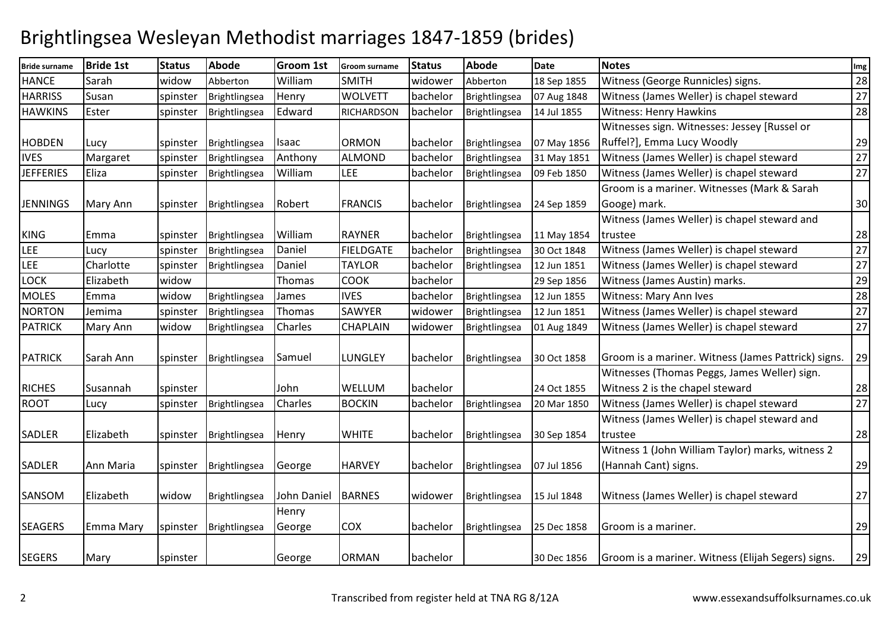# Brightlingsea Wesleyan Methodist marriages 1847-1859 (brides)

| Bride surname | Bride 1st | Status | Abode | Groom 1st | Groom surname | Status | Abode | Date | Notes | Img |
|---|---|---|---|---|---|---|---|---|---|---|
| HANCE | Sarah | widow | Abberton | William | SMITH | widower | Abberton | 18 Sep 1855 | Witness (George Runnicles) signs. | 28 |
| HARRISS | Susan | spinster | Brightlingsea | Henry | WOLVETT | bachelor | Brightlingsea | 07 Aug 1848 | Witness (James Weller) is chapel steward | 27 |
| HAWKINS | Ester | spinster | Brightlingsea | Edward | RICHARDSON | bachelor | Brightlingsea | 14 Jul 1855 | Witness: Henry Hawkins | 28 |
| HOBDEN | Lucy | spinster | Brightlingsea | Isaac | ORMON | bachelor | Brightlingsea | 07 May 1856 | Witnesses sign. Witnesses: Jessey [Russel or Ruffel?], Emma Lucy Woodly | 29 |
| IVES | Margaret | spinster | Brightlingsea | Anthony | ALMOND | bachelor | Brightlingsea | 31 May 1851 | Witness (James Weller) is chapel steward | 27 |
| JEFFERIES | Eliza | spinster | Brightlingsea | William | LEE | bachelor | Brightlingsea | 09 Feb 1850 | Witness (James Weller) is chapel steward | 27 |
| JENNINGS | Mary Ann | spinster | Brightlingsea | Robert | FRANCIS | bachelor | Brightlingsea | 24 Sep 1859 | Groom is a mariner. Witnesses (Mark & Sarah Googe) mark. | 30 |
| KING | Emma | spinster | Brightlingsea | William | RAYNER | bachelor | Brightlingsea | 11 May 1854 | Witness (James Weller) is chapel steward and trustee | 28 |
| LEE | Lucy | spinster | Brightlingsea | Daniel | FIELDGATE | bachelor | Brightlingsea | 30 Oct 1848 | Witness (James Weller) is chapel steward | 27 |
| LEE | Charlotte | spinster | Brightlingsea | Daniel | TAYLOR | bachelor | Brightlingsea | 12 Jun 1851 | Witness (James Weller) is chapel steward | 27 |
| LOCK | Elizabeth | widow | | Thomas | COOK | bachelor | | 29 Sep 1856 | Witness (James Austin) marks. | 29 |
| MOLES | Emma | widow | Brightlingsea | James | IVES | bachelor | Brightlingsea | 12 Jun 1855 | Witness: Mary Ann Ives | 28 |
| NORTON | Jemima | spinster | Brightlingsea | Thomas | SAWYER | widower | Brightlingsea | 12 Jun 1851 | Witness (James Weller) is chapel steward | 27 |
| PATRICK | Mary Ann | widow | Brightlingsea | Charles | CHAPLAIN | widower | Brightlingsea | 01 Aug 1849 | Witness (James Weller) is chapel steward | 27 |
| PATRICK | Sarah Ann | spinster | Brightlingsea | Samuel | LUNGLEY | bachelor | Brightlingsea | 30 Oct 1858 | Groom is a mariner. Witness (James Pattrick) signs. | 29 |
| RICHES | Susannah | spinster | | John | WELLUM | bachelor | | 24 Oct 1855 | Witnesses (Thomas Peggs, James Weller) sign. Witness 2 is the chapel steward | 28 |
| ROOT | Lucy | spinster | Brightlingsea | Charles | BOCKIN | bachelor | Brightlingsea | 20 Mar 1850 | Witness (James Weller) is chapel steward | 27 |
| SADLER | Elizabeth | spinster | Brightlingsea | Henry | WHITE | bachelor | Brightlingsea | 30 Sep 1854 | Witness (James Weller) is chapel steward and trustee | 28 |
| SADLER | Ann Maria | spinster | Brightlingsea | George | HARVEY | bachelor | Brightlingsea | 07 Jul 1856 | Witness 1 (John William Taylor) marks, witness 2 (Hannah Cant) signs. | 29 |
| SANSOM | Elizabeth | widow | Brightlingsea | John Daniel | BARNES | widower | Brightlingsea | 15 Jul 1848 | Witness (James Weller) is chapel steward | 27 |
| SEAGERS | Emma Mary | spinster | Brightlingsea | Henry George | COX | bachelor | Brightlingsea | 25 Dec 1858 | Groom is a mariner. | 29 |
| SEGERS | Mary | spinster | | George | ORMAN | bachelor | | 30 Dec 1856 | Groom is a mariner. Witness (Elijah Segers) signs. | 29 |

Transcribed from register held at TNA RG 8/12A

www.essexandsuffolksurnames.co.uk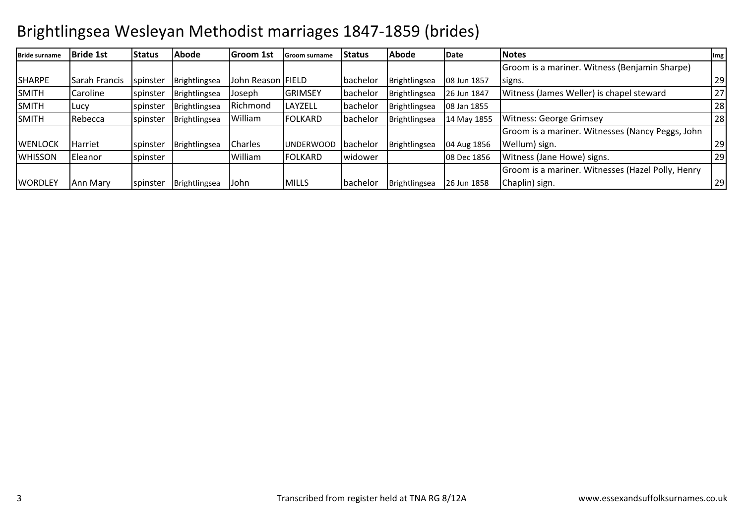# Brightlingsea Wesleyan Methodist marriages 1847-1859 (brides)

| Bride surname | Bride 1st | Status | Abode | Groom 1st | Groom surname | Status | Abode | Date | Notes | Img |
|---|---|---|---|---|---|---|---|---|---|---|
| SHARPE | Sarah Francis | spinster | Brightlingsea | John Reason | FIELD | bachelor | Brightlingsea | 08 Jun 1857 | Groom is a mariner. Witness (Benjamin Sharpe) signs. | 29 |
| SMITH | Caroline | spinster | Brightlingsea | Joseph | GRIMSEY | bachelor | Brightlingsea | 26 Jun 1847 | Witness (James Weller) is chapel steward | 27 |
| SMITH | Lucy | spinster | Brightlingsea | Richmond | LAYZELL | bachelor | Brightlingsea | 08 Jan 1855 | | 28 |
| SMITH | Rebecca | spinster | Brightlingsea | William | FOLKARD | bachelor | Brightlingsea | 14 May 1855 | Witness: George Grimsey | 28 |
| WENLOCK | Harriet | spinster | Brightlingsea | Charles | UNDERWOOD | bachelor | Brightlingsea | 04 Aug 1856 | Groom is a mariner. Witnesses (Nancy Peggs, John Wellum) sign. | 29 |
| WHISSON | Eleanor | spinster | | William | FOLKARD | widower | | 08 Dec 1856 | Witness (Jane Howe) signs. | 29 |
| WORDLEY | Ann Mary | spinster | Brightlingsea | John | MILLS | bachelor | Brightlingsea | 26 Jun 1858 | Groom is a mariner. Witnesses (Hazel Polly, Henry Chaplin) sign. | 29 |

Transcribed from register held at TNA RG 8/12A

www.essexandsuffolksurnames.co.uk